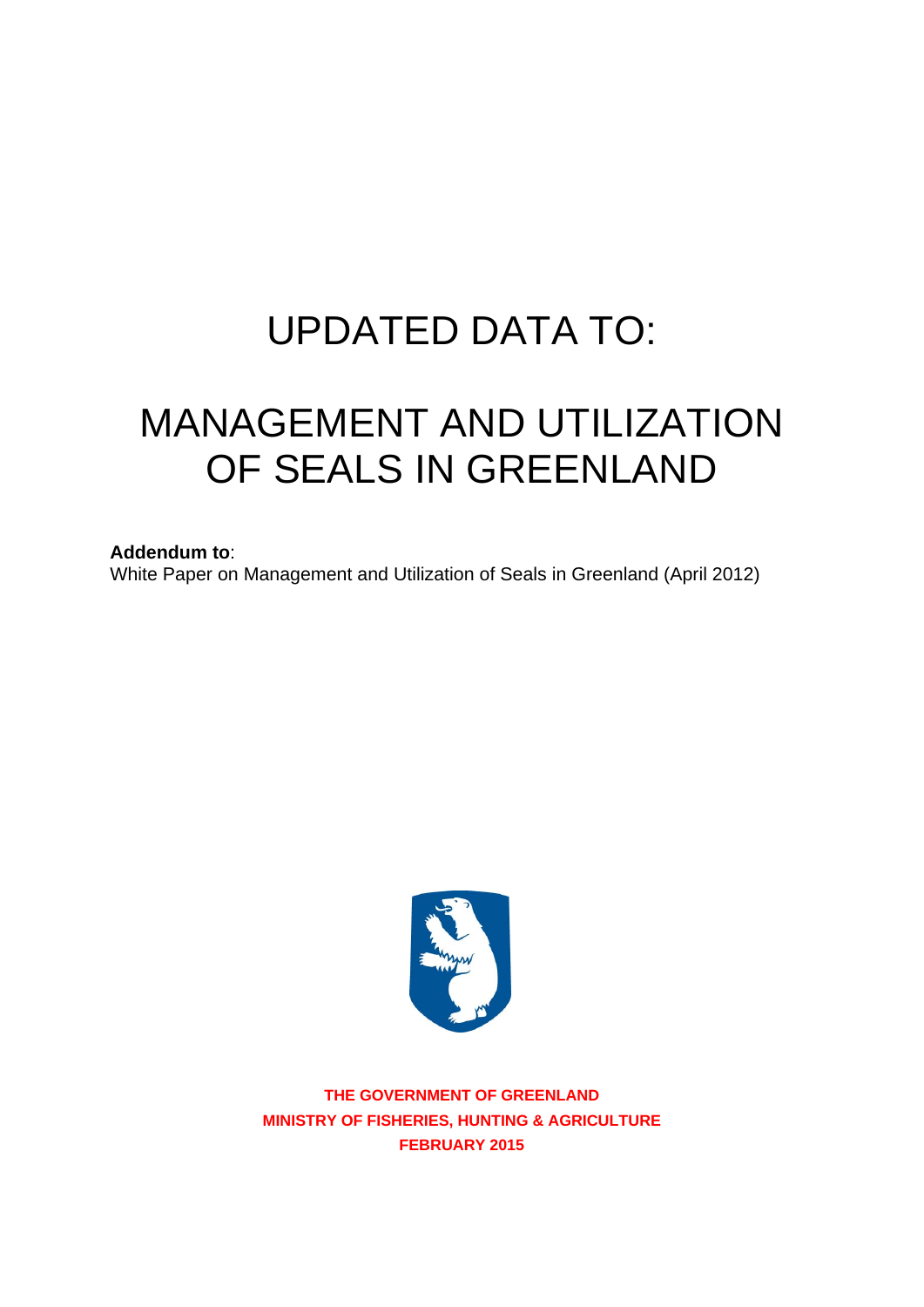# UPDATED DATA TO:

# MANAGEMENT AND UTILIZATION OF SEALS IN GREENLAND

**Addendum to**:
White Paper on Management and Utilization of Seals in Greenland (April 2012)

**THE GOVERNMENT OF GREENLAND**
**MINISTRY OF FISHERIES, HUNTING & AGRICULTURE**
**FEBRUARY 2015**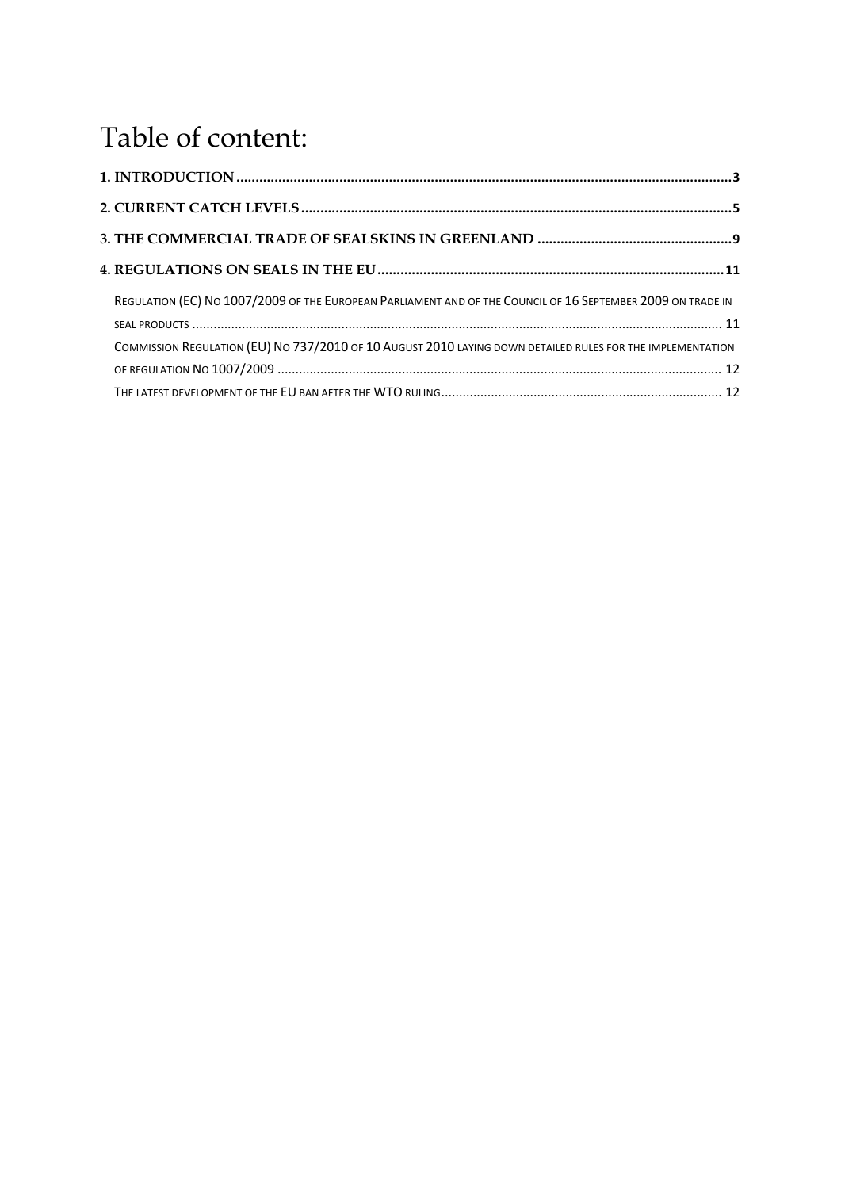# Table of content:

**1. INTRODUCTION** .......... 3

**2. CURRENT CATCH LEVELS** .......... 5

**3. THE COMMERCIAL TRADE OF SEALSKINS IN GREENLAND** .......... 9

**4. REGULATIONS ON SEALS IN THE EU** .......... 11

- REGULATION (EC) NO 1007/2009 OF THE EUROPEAN PARLIAMENT AND OF THE COUNCIL OF 16 SEPTEMBER 2009 ON TRADE IN SEAL PRODUCTS .......... 11
- COMMISSION REGULATION (EU) NO 737/2010 OF 10 AUGUST 2010 LAYING DOWN DETAILED RULES FOR THE IMPLEMENTATION OF REGULATION NO 1007/2009 .......... 12
- THE LATEST DEVELOPMENT OF THE EU BAN AFTER THE WTO RULING .......... 12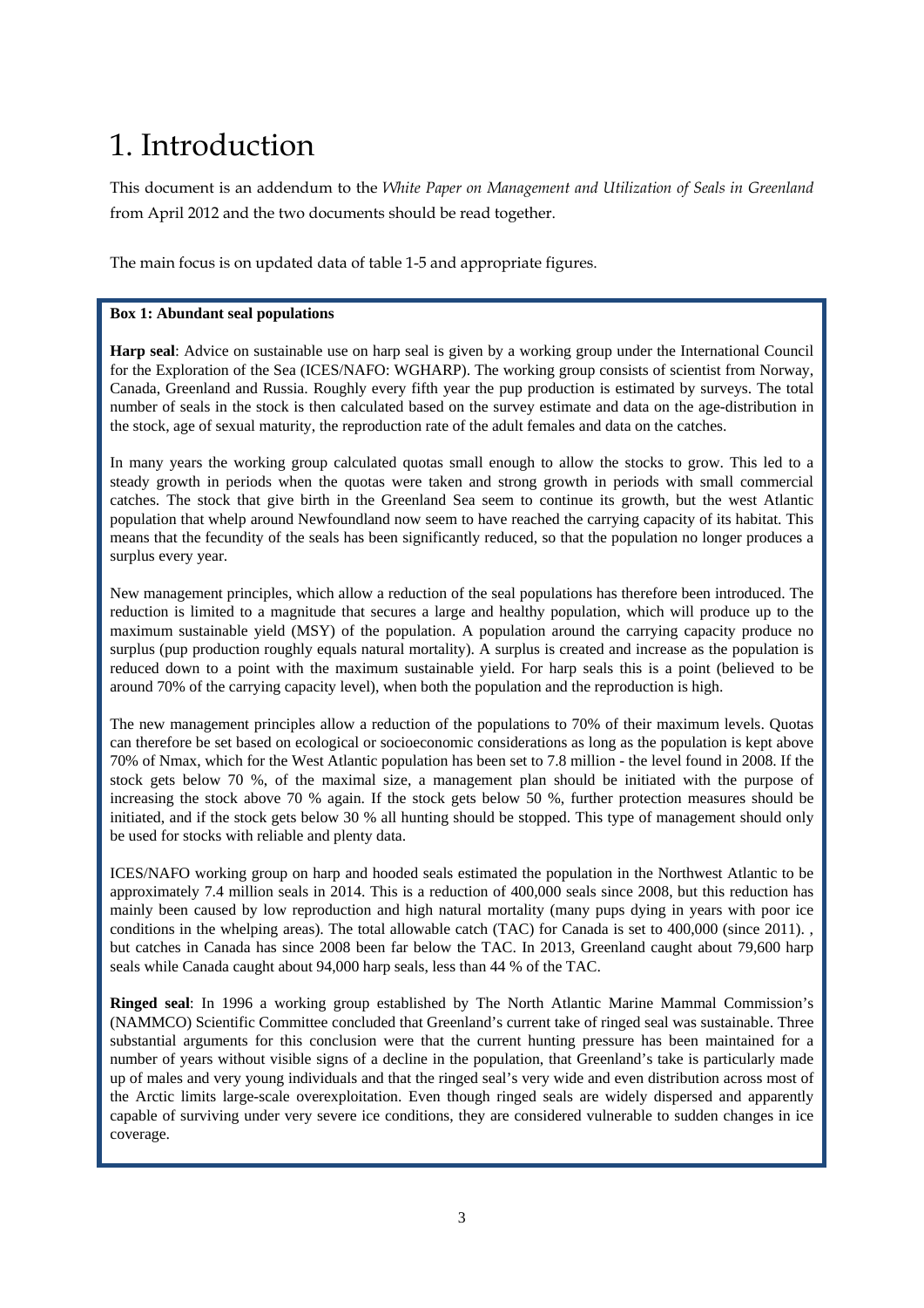# 1. Introduction

This document is an addendum to the *White Paper on Management and Utilization of Seals in Greenland* from April 2012 and the two documents should be read together.

The main focus is on updated data of table 1-5 and appropriate figures.

**Box 1: Abundant seal populations**

**Harp seal**: Advice on sustainable use on harp seal is given by a working group under the International Council for the Exploration of the Sea (ICES/NAFO: WGHARP). The working group consists of scientist from Norway, Canada, Greenland and Russia. Roughly every fifth year the pup production is estimated by surveys. The total number of seals in the stock is then calculated based on the survey estimate and data on the age-distribution in the stock, age of sexual maturity, the reproduction rate of the adult females and data on the catches.

In many years the working group calculated quotas small enough to allow the stocks to grow. This led to a steady growth in periods when the quotas were taken and strong growth in periods with small commercial catches. The stock that give birth in the Greenland Sea seem to continue its growth, but the west Atlantic population that whelp around Newfoundland now seem to have reached the carrying capacity of its habitat. This means that the fecundity of the seals has been significantly reduced, so that the population no longer produces a surplus every year.

New management principles, which allow a reduction of the seal populations has therefore been introduced. The reduction is limited to a magnitude that secures a large and healthy population, which will produce up to the maximum sustainable yield (MSY) of the population. A population around the carrying capacity produce no surplus (pup production roughly equals natural mortality). A surplus is created and increase as the population is reduced down to a point with the maximum sustainable yield. For harp seals this is a point (believed to be around 70% of the carrying capacity level), when both the population and the reproduction is high.

The new management principles allow a reduction of the populations to 70% of their maximum levels. Quotas can therefore be set based on ecological or socioeconomic considerations as long as the population is kept above 70% of Nmax, which for the West Atlantic population has been set to 7.8 million - the level found in 2008. If the stock gets below 70 %, of the maximal size, a management plan should be initiated with the purpose of increasing the stock above 70 % again. If the stock gets below 50 %, further protection measures should be initiated, and if the stock gets below 30 % all hunting should be stopped. This type of management should only be used for stocks with reliable and plenty data.

ICES/NAFO working group on harp and hooded seals estimated the population in the Northwest Atlantic to be approximately 7.4 million seals in 2014. This is a reduction of 400,000 seals since 2008, but this reduction has mainly been caused by low reproduction and high natural mortality (many pups dying in years with poor ice conditions in the whelping areas). The total allowable catch (TAC) for Canada is set to 400,000 (since 2011). , but catches in Canada has since 2008 been far below the TAC. In 2013, Greenland caught about 79,600 harp seals while Canada caught about 94,000 harp seals, less than 44 % of the TAC.

**Ringed seal**: In 1996 a working group established by The North Atlantic Marine Mammal Commission's (NAMMCO) Scientific Committee concluded that Greenland's current take of ringed seal was sustainable. Three substantial arguments for this conclusion were that the current hunting pressure has been maintained for a number of years without visible signs of a decline in the population, that Greenland's take is particularly made up of males and very young individuals and that the ringed seal's very wide and even distribution across most of the Arctic limits large-scale overexploitation. Even though ringed seals are widely dispersed and apparently capable of surviving under very severe ice conditions, they are considered vulnerable to sudden changes in ice coverage.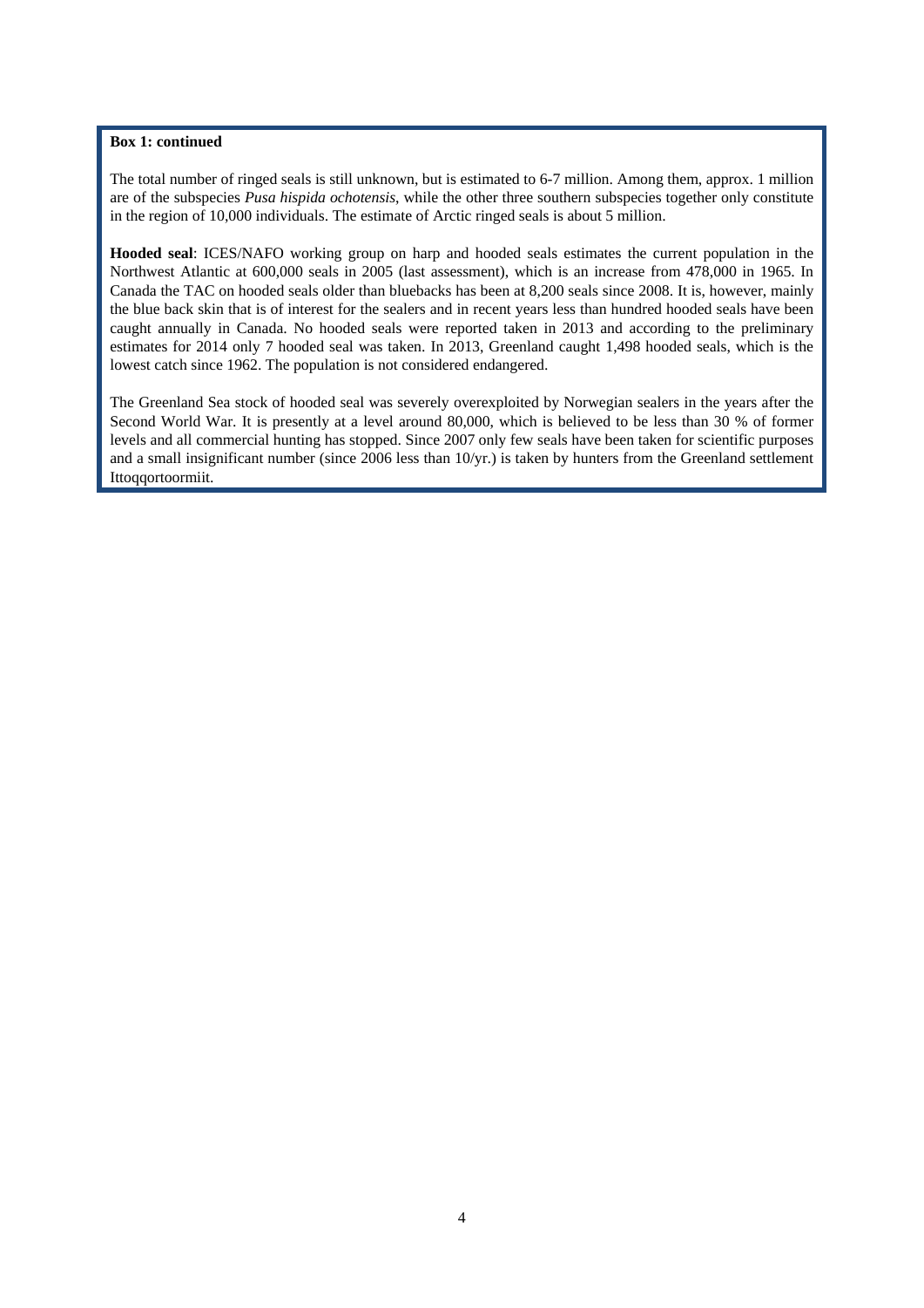**Box 1: continued**

The total number of ringed seals is still unknown, but is estimated to 6-7 million. Among them, approx. 1 million are of the subspecies *Pusa hispida ochotensis*, while the other three southern subspecies together only constitute in the region of 10,000 individuals. The estimate of Arctic ringed seals is about 5 million.

**Hooded seal**: ICES/NAFO working group on harp and hooded seals estimates the current population in the Northwest Atlantic at 600,000 seals in 2005 (last assessment), which is an increase from 478,000 in 1965. In Canada the TAC on hooded seals older than bluebacks has been at 8,200 seals since 2008. It is, however, mainly the blue back skin that is of interest for the sealers and in recent years less than hundred hooded seals have been caught annually in Canada. No hooded seals were reported taken in 2013 and according to the preliminary estimates for 2014 only 7 hooded seal was taken. In 2013, Greenland caught 1,498 hooded seals, which is the lowest catch since 1962. The population is not considered endangered.

The Greenland Sea stock of hooded seal was severely overexploited by Norwegian sealers in the years after the Second World War. It is presently at a level around 80,000, which is believed to be less than 30 % of former levels and all commercial hunting has stopped. Since 2007 only few seals have been taken for scientific purposes and a small insignificant number (since 2006 less than 10/yr.) is taken by hunters from the Greenland settlement Ittoqqortoormiit.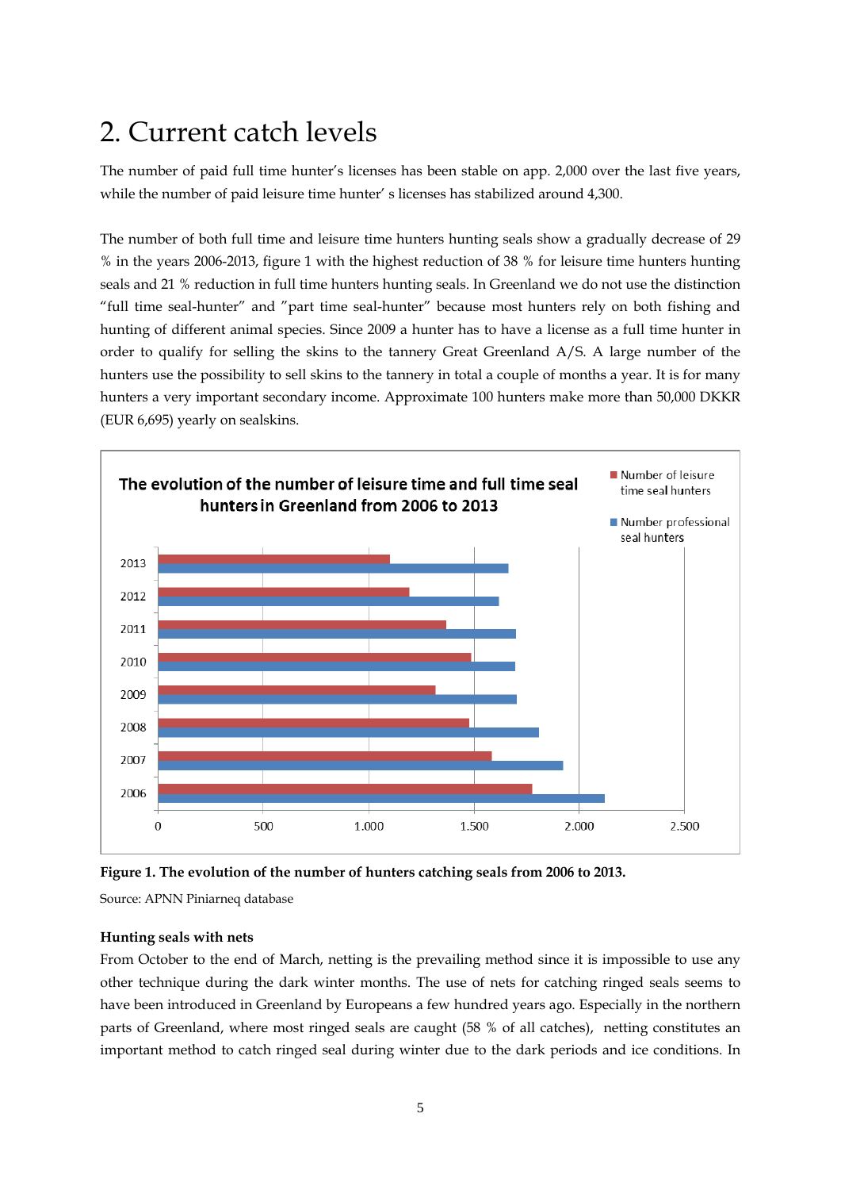// The system reported no images for this page, yet a chart plainly appears — flagging that no image tag can be emitted for it.
# 2. Current catch levels

The number of paid full time hunter's licenses has been stable on app. 2,000 over the last five years, while the number of paid leisure time hunter' s licenses has stabilized around 4,300.

The number of both full time and leisure time hunters hunting seals show a gradually decrease of 29 % in the years 2006-2013, figure 1 with the highest reduction of 38 % for leisure time hunters hunting seals and 21 % reduction in full time hunters hunting seals. In Greenland we do not use the distinction "full time seal-hunter" and "part time seal-hunter" because most hunters rely on both fishing and hunting of different animal species. Since 2009 a hunter has to have a license as a full time hunter in order to qualify for selling the skins to the tannery Great Greenland A/S. A large number of the hunters use the possibility to sell skins to the tannery in total a couple of months a year. It is for many hunters a very important secondary income. Approximate 100 hunters make more than 50,000 DKKR (EUR 6,695) yearly on sealskins.

**Figure 1. The evolution of the number of hunters catching seals from 2006 to 2013.**

Source: APNN Piniarneq database

**Hunting seals with nets**

From October to the end of March, netting is the prevailing method since it is impossible to use any other technique during the dark winter months. The use of nets for catching ringed seals seems to have been introduced in Greenland by Europeans a few hundred years ago. Especially in the northern parts of Greenland, where most ringed seals are caught (58 % of all catches), netting constitutes an important method to catch ringed seal during winter due to the dark periods and ice conditions. In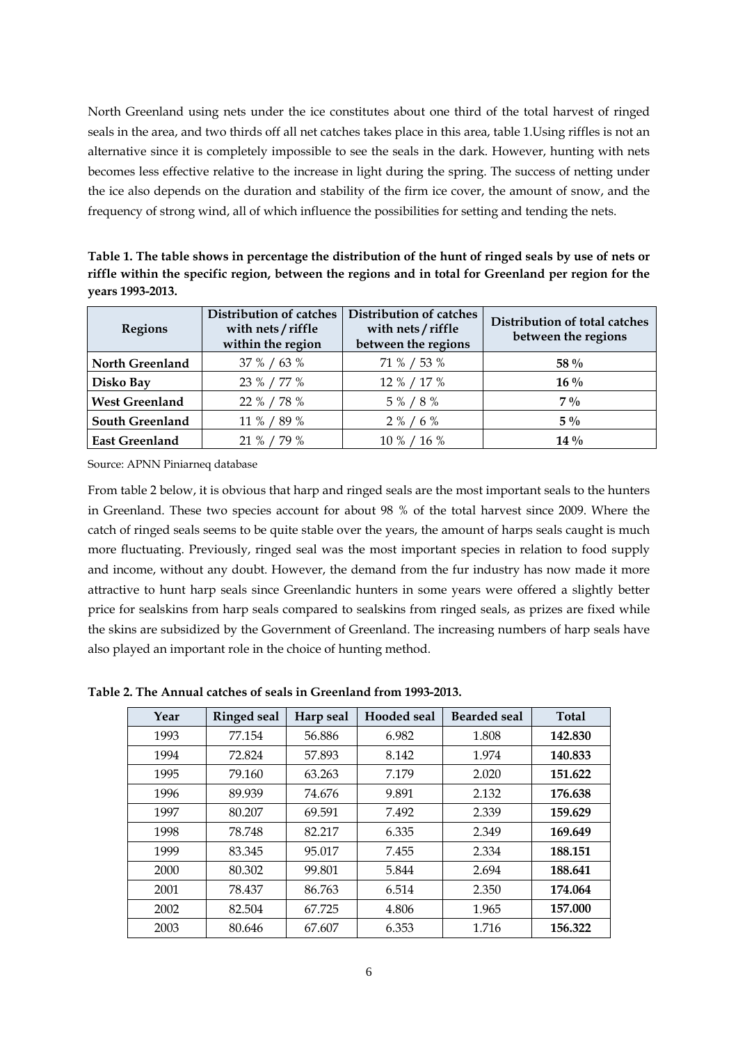North Greenland using nets under the ice constitutes about one third of the total harvest of ringed seals in the area, and two thirds off all net catches takes place in this area, table 1.Using riffles is not an alternative since it is completely impossible to see the seals in the dark. However, hunting with nets becomes less effective relative to the increase in light during the spring. The success of netting under the ice also depends on the duration and stability of the firm ice cover, the amount of snow, and the frequency of strong wind, all of which influence the possibilities for setting and tending the nets.

**Table 1. The table shows in percentage the distribution of the hunt of ringed seals by use of nets or riffle within the specific region, between the regions and in total for Greenland per region for the years 1993-2013.**

| Regions | Distribution of catches with nets / riffle within the region | Distribution of catches with nets / riffle between the regions | Distribution of total catches between the regions |
|---|---|---|---|
| **North Greenland** | 37 % / 63 % | 71 % / 53 % | **58 %** |
| **Disko Bay** | 23 % / 77 % | 12 % / 17 % | **16 %** |
| **West Greenland** | 22 % / 78 % | 5 % / 8 % | **7 %** |
| **South Greenland** | 11 % / 89 % | 2 % / 6 % | **5 %** |
| **East Greenland** | 21 % / 79 % | 10 % / 16 % | **14 %** |

Source: APNN Piniarneq database

From table 2 below, it is obvious that harp and ringed seals are the most important seals to the hunters in Greenland. These two species account for about 98 % of the total harvest since 2009. Where the catch of ringed seals seems to be quite stable over the years, the amount of harps seals caught is much more fluctuating. Previously, ringed seal was the most important species in relation to food supply and income, without any doubt. However, the demand from the fur industry has now made it more attractive to hunt harp seals since Greenlandic hunters in some years were offered a slightly better price for sealskins from harp seals compared to sealskins from ringed seals, as prizes are fixed while the skins are subsidized by the Government of Greenland. The increasing numbers of harp seals have also played an important role in the choice of hunting method.

**Table 2. The Annual catches of seals in Greenland from 1993-2013.**

| Year | Ringed seal | Harp seal | Hooded seal | Bearded seal | Total |
|---|---|---|---|---|---|
| 1993 | 77.154 | 56.886 | 6.982 | 1.808 | **142.830** |
| 1994 | 72.824 | 57.893 | 8.142 | 1.974 | **140.833** |
| 1995 | 79.160 | 63.263 | 7.179 | 2.020 | **151.622** |
| 1996 | 89.939 | 74.676 | 9.891 | 2.132 | **176.638** |
| 1997 | 80.207 | 69.591 | 7.492 | 2.339 | **159.629** |
| 1998 | 78.748 | 82.217 | 6.335 | 2.349 | **169.649** |
| 1999 | 83.345 | 95.017 | 7.455 | 2.334 | **188.151** |
| 2000 | 80.302 | 99.801 | 5.844 | 2.694 | **188.641** |
| 2001 | 78.437 | 86.763 | 6.514 | 2.350 | **174.064** |
| 2002 | 82.504 | 67.725 | 4.806 | 1.965 | **157.000** |
| 2003 | 80.646 | 67.607 | 6.353 | 1.716 | **156.322** |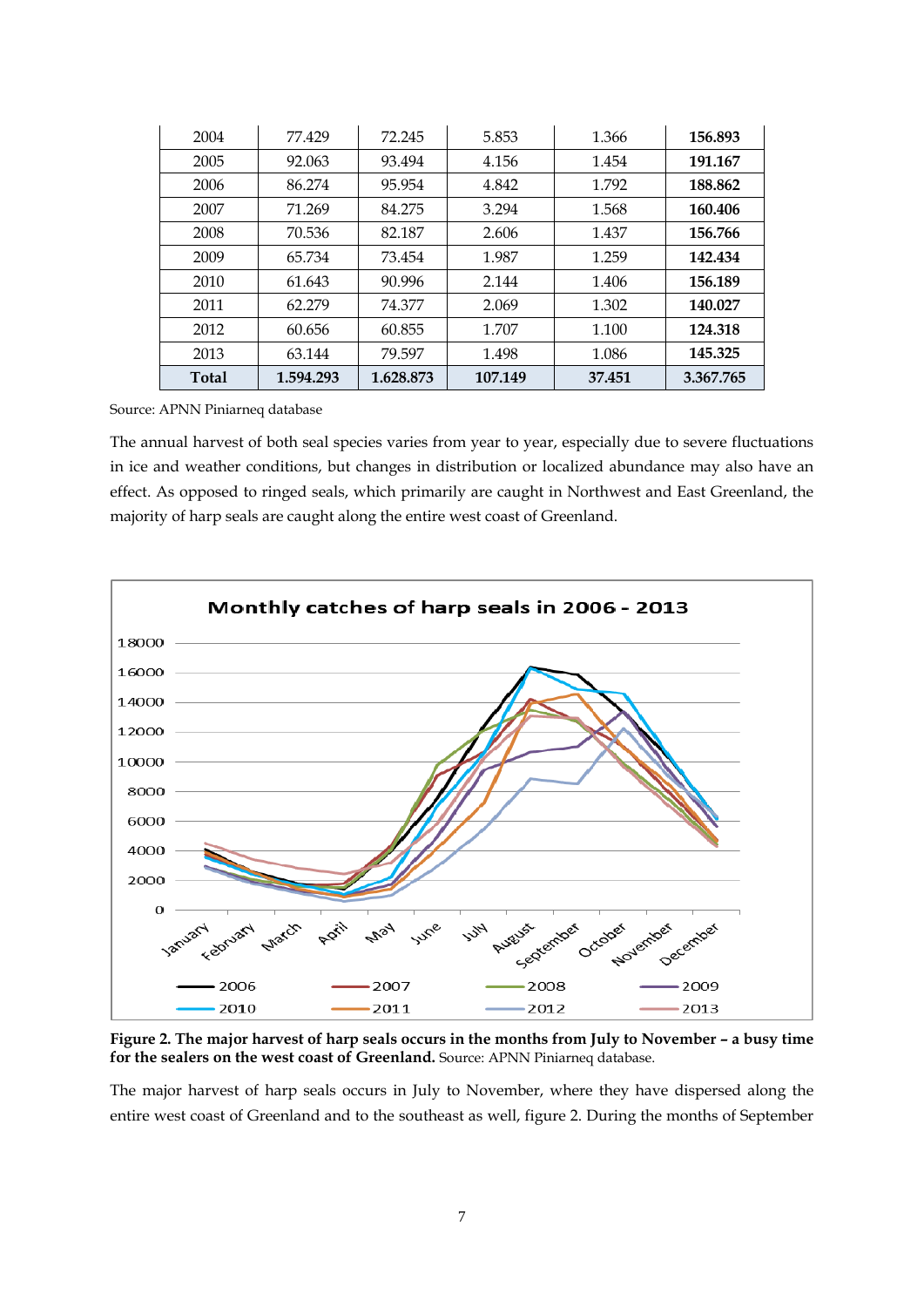| 2004 | 77.429 | 72.245 | 5.853 | 1.366 | **156.893** |
|---|---|---|---|---|---|
| 2005 | 92.063 | 93.494 | 4.156 | 1.454 | **191.167** |
| 2006 | 86.274 | 95.954 | 4.842 | 1.792 | **188.862** |
| 2007 | 71.269 | 84.275 | 3.294 | 1.568 | **160.406** |
| 2008 | 70.536 | 82.187 | 2.606 | 1.437 | **156.766** |
| 2009 | 65.734 | 73.454 | 1.987 | 1.259 | **142.434** |
| 2010 | 61.643 | 90.996 | 2.144 | 1.406 | **156.189** |
| 2011 | 62.279 | 74.377 | 2.069 | 1.302 | **140.027** |
| 2012 | 60.656 | 60.855 | 1.707 | 1.100 | **124.318** |
| 2013 | 63.144 | 79.597 | 1.498 | 1.086 | **145.325** |
| **Total** | **1.594.293** | **1.628.873** | **107.149** | **37.451** | **3.367.765** |

Source: APNN Piniarneq database

The annual harvest of both seal species varies from year to year, especially due to severe fluctuations in ice and weather conditions, but changes in distribution or localized abundance may also have an effect. As opposed to ringed seals, which primarily are caught in Northwest and East Greenland, the majority of harp seals are caught along the entire west coast of Greenland.

**Figure 2. The major harvest of harp seals occurs in the months from July to November – a busy time for the sealers on the west coast of Greenland.** Source: APNN Piniarneq database.

The major harvest of harp seals occurs in July to November, where they have dispersed along the entire west coast of Greenland and to the southeast as well, figure 2. During the months of September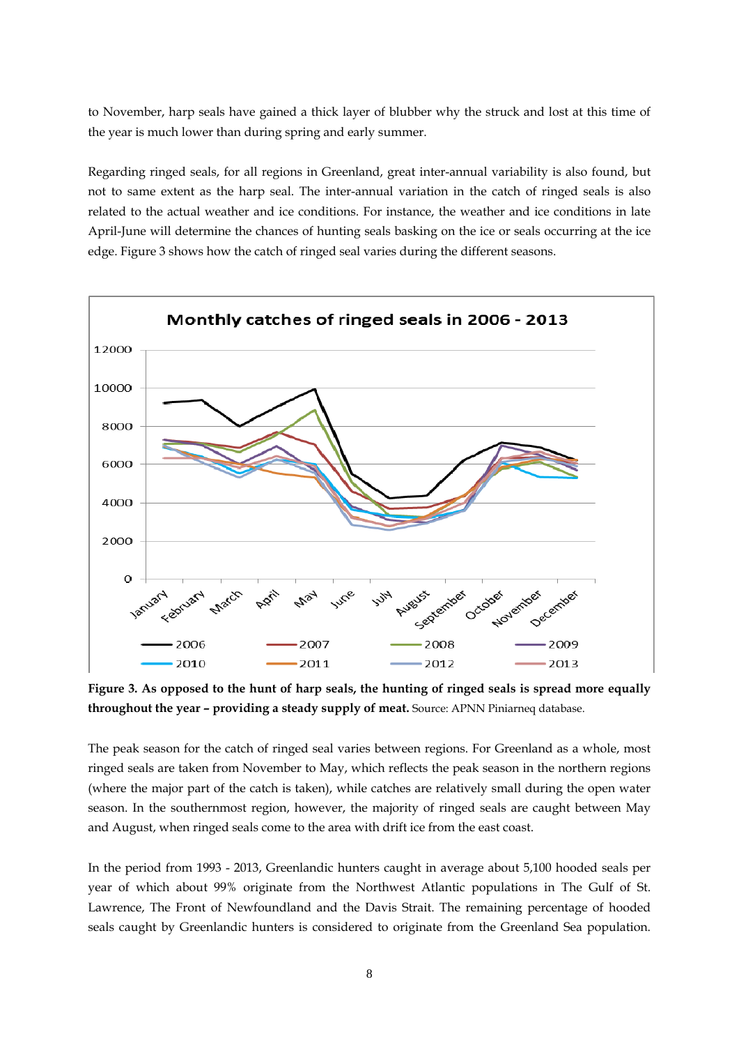to November, harp seals have gained a thick layer of blubber why the struck and lost at this time of the year is much lower than during spring and early summer.

Regarding ringed seals, for all regions in Greenland, great inter-annual variability is also found, but not to same extent as the harp seal. The inter-annual variation in the catch of ringed seals is also related to the actual weather and ice conditions. For instance, the weather and ice conditions in late April-June will determine the chances of hunting seals basking on the ice or seals occurring at the ice edge. Figure 3 shows how the catch of ringed seal varies during the different seasons.

**Figure 3. As opposed to the hunt of harp seals, the hunting of ringed seals is spread more equally throughout the year – providing a steady supply of meat.** Source: APNN Piniarneq database.

The peak season for the catch of ringed seal varies between regions. For Greenland as a whole, most ringed seals are taken from November to May, which reflects the peak season in the northern regions (where the major part of the catch is taken), while catches are relatively small during the open water season. In the southernmost region, however, the majority of ringed seals are caught between May and August, when ringed seals come to the area with drift ice from the east coast.

In the period from 1993 - 2013, Greenlandic hunters caught in average about 5,100 hooded seals per year of which about 99% originate from the Northwest Atlantic populations in The Gulf of St. Lawrence, The Front of Newfoundland and the Davis Strait. The remaining percentage of hooded seals caught by Greenlandic hunters is considered to originate from the Greenland Sea population.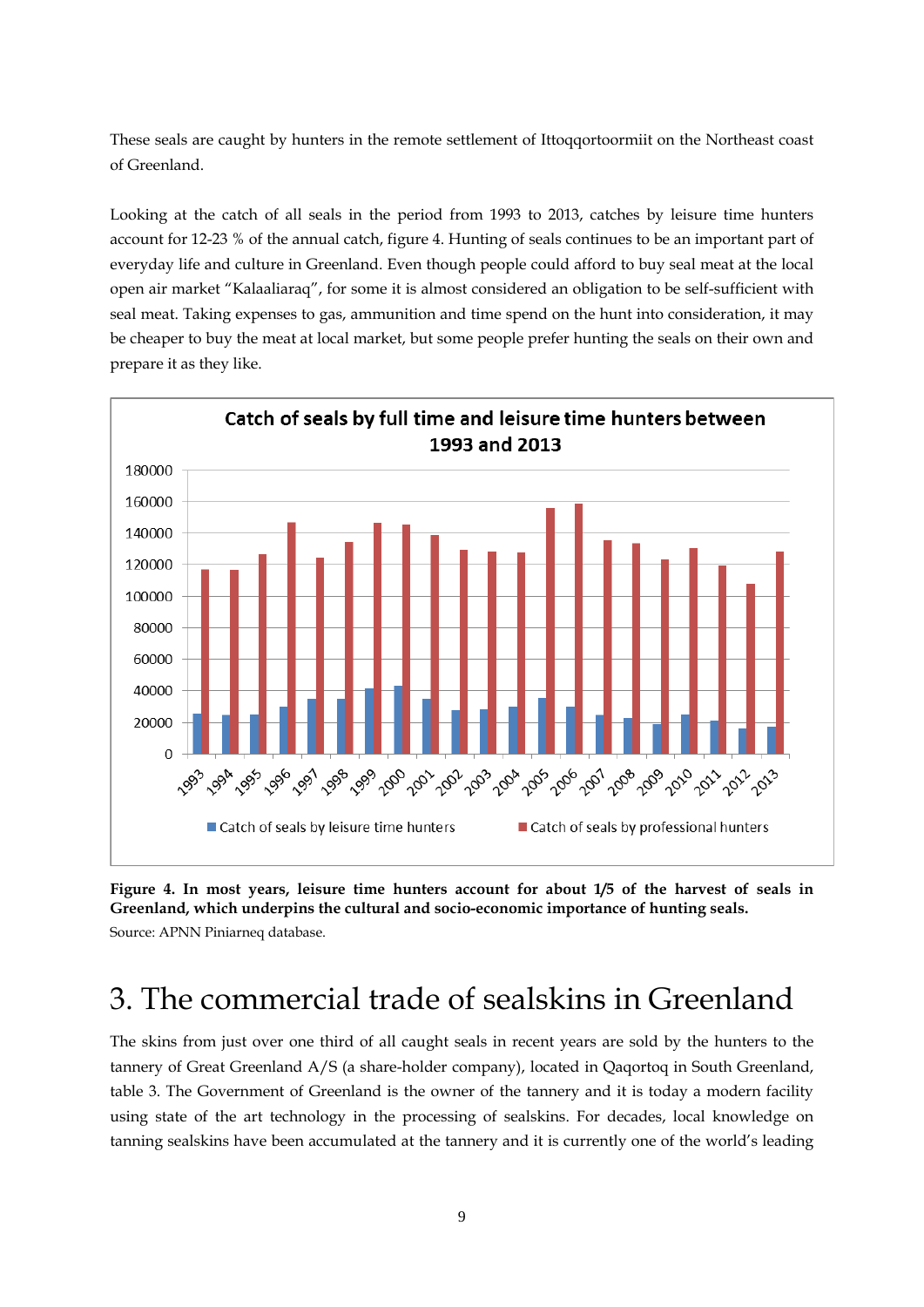These seals are caught by hunters in the remote settlement of Ittoqqortoormiit on the Northeast coast of Greenland.

Looking at the catch of all seals in the period from 1993 to 2013, catches by leisure time hunters account for 12-23 % of the annual catch, figure 4. Hunting of seals continues to be an important part of everyday life and culture in Greenland. Even though people could afford to buy seal meat at the local open air market "Kalaaliaraq", for some it is almost considered an obligation to be self-sufficient with seal meat. Taking expenses to gas, ammunition and time spend on the hunt into consideration, it may be cheaper to buy the meat at local market, but some people prefer hunting the seals on their own and prepare it as they like.

**Figure 4. In most years, leisure time hunters account for about 1/5 of the harvest of seals in Greenland, which underpins the cultural and socio-economic importance of hunting seals.**

Source: APNN Piniarneq database.

# 3. The commercial trade of sealskins in Greenland

The skins from just over one third of all caught seals in recent years are sold by the hunters to the tannery of Great Greenland A/S (a share-holder company), located in Qaqortoq in South Greenland, table 3. The Government of Greenland is the owner of the tannery and it is today a modern facility using state of the art technology in the processing of sealskins. For decades, local knowledge on tanning sealskins have been accumulated at the tannery and it is currently one of the world's leading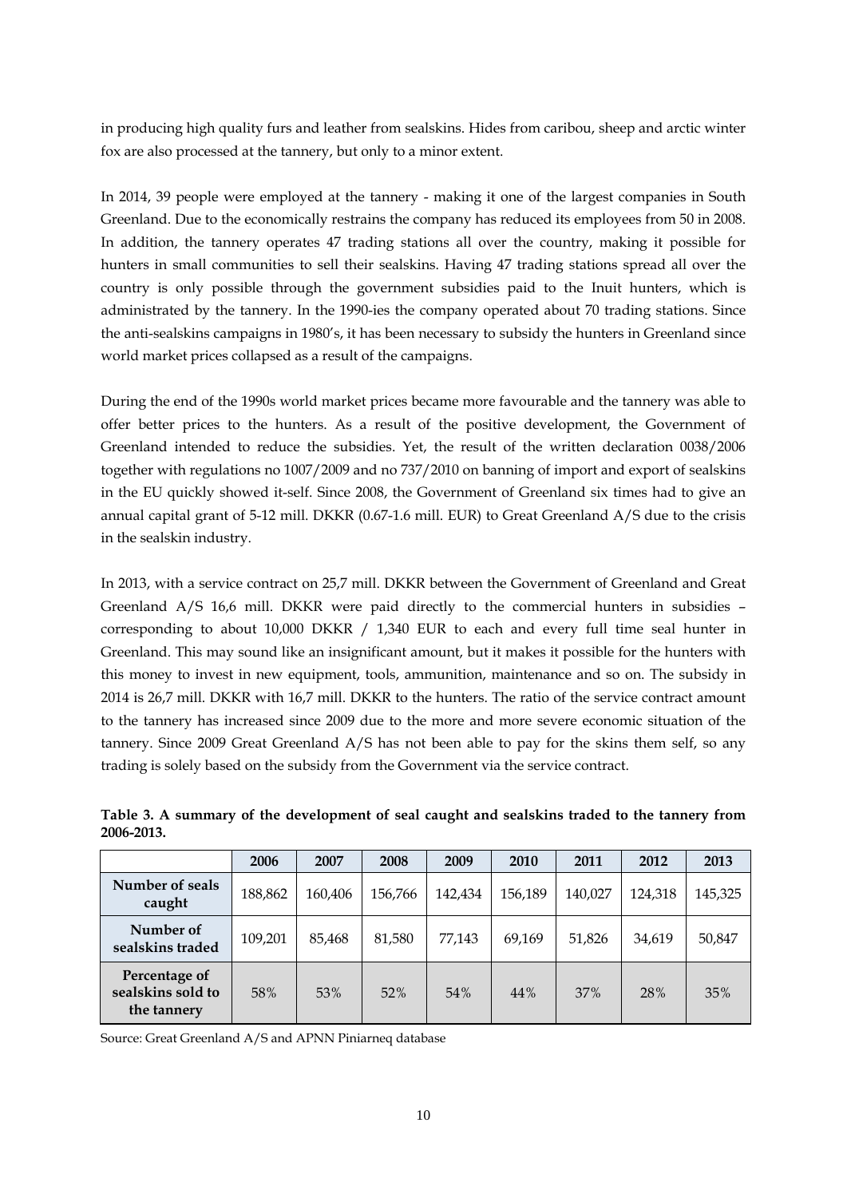in producing high quality furs and leather from sealskins. Hides from caribou, sheep and arctic winter fox are also processed at the tannery, but only to a minor extent.

In 2014, 39 people were employed at the tannery - making it one of the largest companies in South Greenland. Due to the economically restrains the company has reduced its employees from 50 in 2008. In addition, the tannery operates 47 trading stations all over the country, making it possible for hunters in small communities to sell their sealskins. Having 47 trading stations spread all over the country is only possible through the government subsidies paid to the Inuit hunters, which is administrated by the tannery. In the 1990-ies the company operated about 70 trading stations. Since the anti-sealskins campaigns in 1980's, it has been necessary to subsidy the hunters in Greenland since world market prices collapsed as a result of the campaigns.

During the end of the 1990s world market prices became more favourable and the tannery was able to offer better prices to the hunters. As a result of the positive development, the Government of Greenland intended to reduce the subsidies. Yet, the result of the written declaration 0038/2006 together with regulations no 1007/2009 and no 737/2010 on banning of import and export of sealskins in the EU quickly showed it-self. Since 2008, the Government of Greenland six times had to give an annual capital grant of 5-12 mill. DKKR (0.67-1.6 mill. EUR) to Great Greenland A/S due to the crisis in the sealskin industry.

In 2013, with a service contract on 25,7 mill. DKKR between the Government of Greenland and Great Greenland A/S 16,6 mill. DKKR were paid directly to the commercial hunters in subsidies – corresponding to about 10,000 DKKR / 1,340 EUR to each and every full time seal hunter in Greenland. This may sound like an insignificant amount, but it makes it possible for the hunters with this money to invest in new equipment, tools, ammunition, maintenance and so on. The subsidy in 2014 is 26,7 mill. DKKR with 16,7 mill. DKKR to the hunters. The ratio of the service contract amount to the tannery has increased since 2009 due to the more and more severe economic situation of the tannery. Since 2009 Great Greenland A/S has not been able to pay for the skins them self, so any trading is solely based on the subsidy from the Government via the service contract.

**Table 3. A summary of the development of seal caught and sealskins traded to the tannery from 2006-2013.**

| | 2006 | 2007 | 2008 | 2009 | 2010 | 2011 | 2012 | 2013 |
|---|---|---|---|---|---|---|---|---|
| **Number of seals caught** | 188,862 | 160,406 | 156,766 | 142,434 | 156,189 | 140,027 | 124,318 | 145,325 |
| **Number of sealskins traded** | 109,201 | 85,468 | 81,580 | 77,143 | 69,169 | 51,826 | 34,619 | 50,847 |
| **Percentage of sealskins sold to the tannery** | 58% | 53% | 52% | 54% | 44% | 37% | 28% | 35% |

Source: Great Greenland A/S and APNN Piniarneq database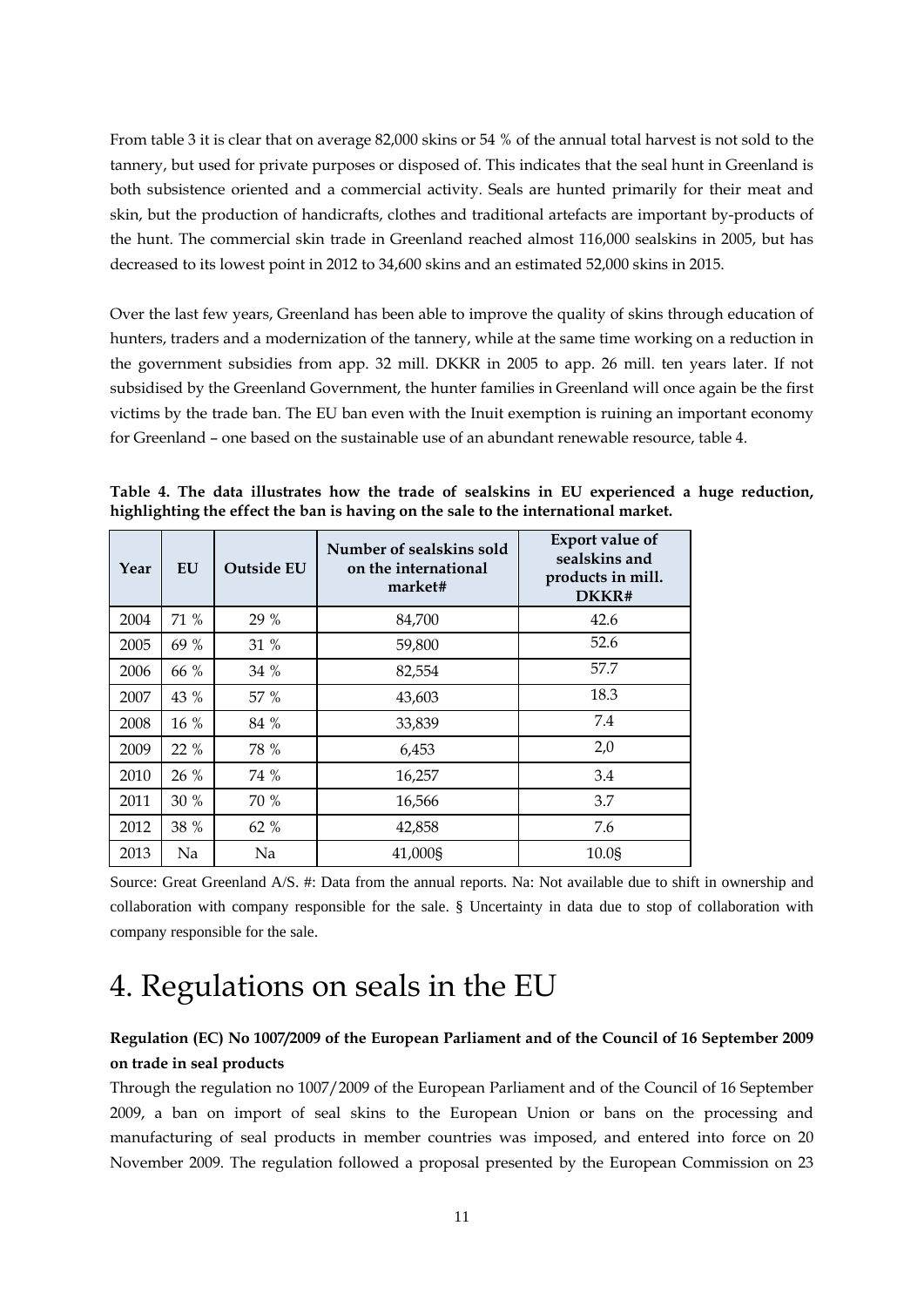From table 3 it is clear that on average 82,000 skins or 54 % of the annual total harvest is not sold to the tannery, but used for private purposes or disposed of. This indicates that the seal hunt in Greenland is both subsistence oriented and a commercial activity. Seals are hunted primarily for their meat and skin, but the production of handicrafts, clothes and traditional artefacts are important by-products of the hunt. The commercial skin trade in Greenland reached almost 116,000 sealskins in 2005, but has decreased to its lowest point in 2012 to 34,600 skins and an estimated 52,000 skins in 2015.

Over the last few years, Greenland has been able to improve the quality of skins through education of hunters, traders and a modernization of the tannery, while at the same time working on a reduction in the government subsidies from app. 32 mill. DKKR in 2005 to app. 26 mill. ten years later. If not subsidised by the Greenland Government, the hunter families in Greenland will once again be the first victims by the trade ban. The EU ban even with the Inuit exemption is ruining an important economy for Greenland – one based on the sustainable use of an abundant renewable resource, table 4.

**Table 4. The data illustrates how the trade of sealskins in EU experienced a huge reduction, highlighting the effect the ban is having on the sale to the international market.**

| Year | EU | Outside EU | Number of sealskins sold on the international market# | Export value of sealskins and products in mill. DKKR# |
|---|---|---|---|---|
| 2004 | 71 % | 29 % | 84,700 | 42.6 |
| 2005 | 69 % | 31 % | 59,800 | 52.6 |
| 2006 | 66 % | 34 % | 82,554 | 57.7 |
| 2007 | 43 % | 57 % | 43,603 | 18.3 |
| 2008 | 16 % | 84 % | 33,839 | 7.4 |
| 2009 | 22 % | 78 % | 6,453 | 2,0 |
| 2010 | 26 % | 74 % | 16,257 | 3.4 |
| 2011 | 30 % | 70 % | 16,566 | 3.7 |
| 2012 | 38 % | 62 % | 42,858 | 7.6 |
| 2013 | Na | Na | 41,000§ | 10.0§ |

Source: Great Greenland A/S. #: Data from the annual reports. Na: Not available due to shift in ownership and collaboration with company responsible for the sale. § Uncertainty in data due to stop of collaboration with company responsible for the sale.

# 4. Regulations on seals in the EU

**Regulation (EC) No 1007/2009 of the European Parliament and of the Council of 16 September 2009 on trade in seal products**

Through the regulation no 1007/2009 of the European Parliament and of the Council of 16 September 2009, a ban on import of seal skins to the European Union or bans on the processing and manufacturing of seal products in member countries was imposed, and entered into force on 20 November 2009. The regulation followed a proposal presented by the European Commission on 23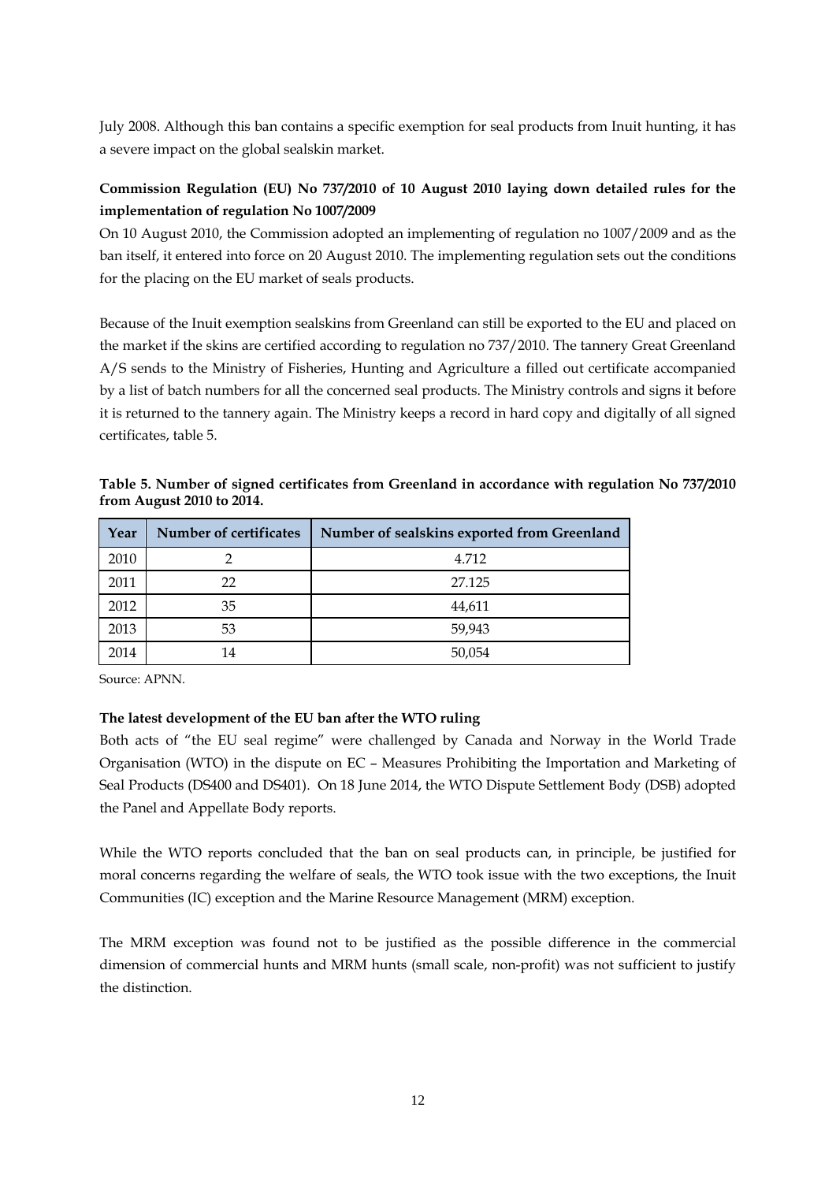July 2008. Although this ban contains a specific exemption for seal products from Inuit hunting, it has a severe impact on the global sealskin market.

**Commission Regulation (EU) No 737/2010 of 10 August 2010 laying down detailed rules for the implementation of regulation No 1007/2009**

On 10 August 2010, the Commission adopted an implementing of regulation no 1007/2009 and as the ban itself, it entered into force on 20 August 2010. The implementing regulation sets out the conditions for the placing on the EU market of seals products.

Because of the Inuit exemption sealskins from Greenland can still be exported to the EU and placed on the market if the skins are certified according to regulation no 737/2010. The tannery Great Greenland A/S sends to the Ministry of Fisheries, Hunting and Agriculture a filled out certificate accompanied by a list of batch numbers for all the concerned seal products. The Ministry controls and signs it before it is returned to the tannery again. The Ministry keeps a record in hard copy and digitally of all signed certificates, table 5.

**Table 5. Number of signed certificates from Greenland in accordance with regulation No 737/2010 from August 2010 to 2014.**

| Year | Number of certificates | Number of sealskins exported from Greenland |
|---|---|---|
| 2010 | 2 | 4.712 |
| 2011 | 22 | 27.125 |
| 2012 | 35 | 44,611 |
| 2013 | 53 | 59,943 |
| 2014 | 14 | 50,054 |

Source: APNN.

**The latest development of the EU ban after the WTO ruling**

Both acts of "the EU seal regime" were challenged by Canada and Norway in the World Trade Organisation (WTO) in the dispute on EC – Measures Prohibiting the Importation and Marketing of Seal Products (DS400 and DS401). On 18 June 2014, the WTO Dispute Settlement Body (DSB) adopted the Panel and Appellate Body reports.

While the WTO reports concluded that the ban on seal products can, in principle, be justified for moral concerns regarding the welfare of seals, the WTO took issue with the two exceptions, the Inuit Communities (IC) exception and the Marine Resource Management (MRM) exception.

The MRM exception was found not to be justified as the possible difference in the commercial dimension of commercial hunts and MRM hunts (small scale, non-profit) was not sufficient to justify the distinction.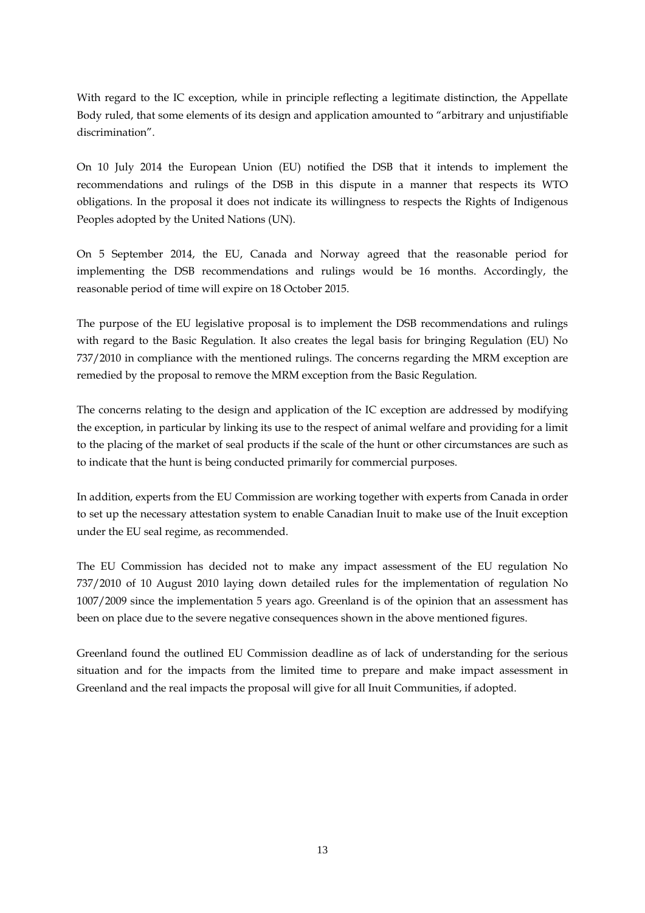With regard to the IC exception, while in principle reflecting a legitimate distinction, the Appellate Body ruled, that some elements of its design and application amounted to "arbitrary and unjustifiable discrimination".

On 10 July 2014 the European Union (EU) notified the DSB that it intends to implement the recommendations and rulings of the DSB in this dispute in a manner that respects its WTO obligations. In the proposal it does not indicate its willingness to respects the Rights of Indigenous Peoples adopted by the United Nations (UN).

On 5 September 2014, the EU, Canada and Norway agreed that the reasonable period for implementing the DSB recommendations and rulings would be 16 months. Accordingly, the reasonable period of time will expire on 18 October 2015.

The purpose of the EU legislative proposal is to implement the DSB recommendations and rulings with regard to the Basic Regulation. It also creates the legal basis for bringing Regulation (EU) No 737/2010 in compliance with the mentioned rulings. The concerns regarding the MRM exception are remedied by the proposal to remove the MRM exception from the Basic Regulation.

The concerns relating to the design and application of the IC exception are addressed by modifying the exception, in particular by linking its use to the respect of animal welfare and providing for a limit to the placing of the market of seal products if the scale of the hunt or other circumstances are such as to indicate that the hunt is being conducted primarily for commercial purposes.

In addition, experts from the EU Commission are working together with experts from Canada in order to set up the necessary attestation system to enable Canadian Inuit to make use of the Inuit exception under the EU seal regime, as recommended.

The EU Commission has decided not to make any impact assessment of the EU regulation No 737/2010 of 10 August 2010 laying down detailed rules for the implementation of regulation No 1007/2009 since the implementation 5 years ago. Greenland is of the opinion that an assessment has been on place due to the severe negative consequences shown in the above mentioned figures.

Greenland found the outlined EU Commission deadline as of lack of understanding for the serious situation and for the impacts from the limited time to prepare and make impact assessment in Greenland and the real impacts the proposal will give for all Inuit Communities, if adopted.